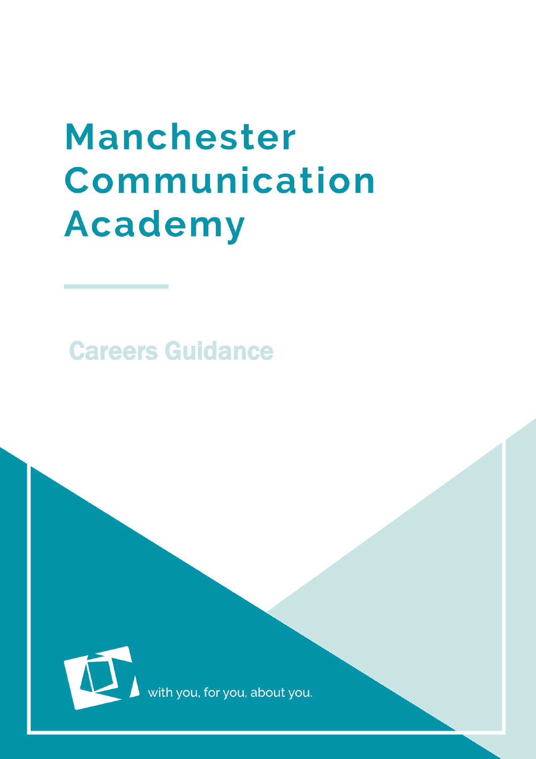# Manchester Communication Academy

## Careers Guidance

with you, for you, about you.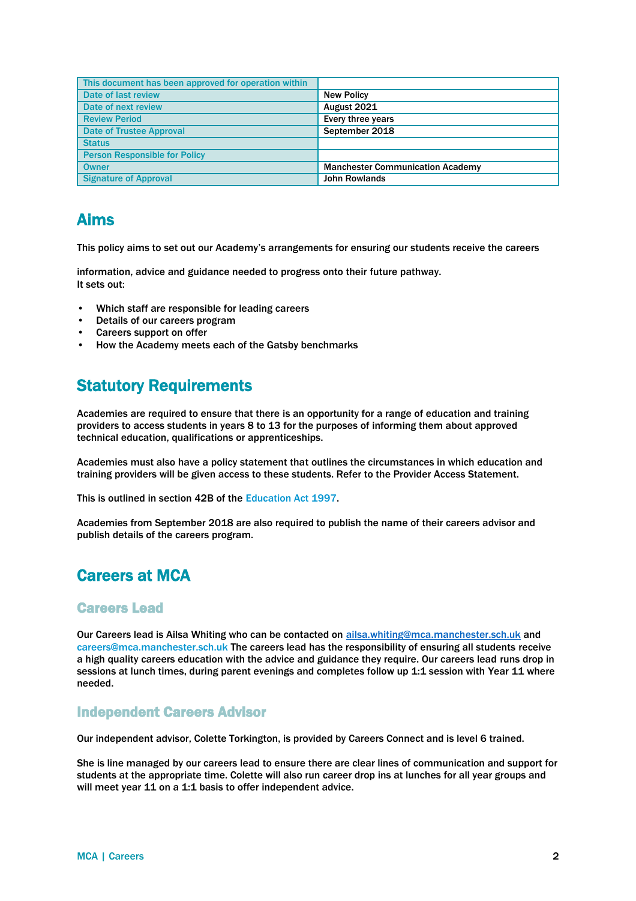| This document has been approved for operation within | |
|---|---|
| Date of last review | New Policy |
| Date of next review | August 2021 |
| Review Period | Every three years |
| Date of Trustee Approval | September 2018 |
| Status | |
| Person Responsible for Policy | |
| Owner | Manchester Communication Academy |
| Signature of Approval | John Rowlands |

## Aims

This policy aims to set out our Academy's arrangements for ensuring our students receive the careers

information, advice and guidance needed to progress onto their future pathway.
It sets out:

- Which staff are responsible for leading careers
- Details of our careers program
- Careers support on offer
- How the Academy meets each of the Gatsby benchmarks

## Statutory Requirements

Academies are required to ensure that there is an opportunity for a range of education and training providers to access students in years 8 to 13 for the purposes of informing them about approved technical education, qualifications or apprenticeships.

Academies must also have a policy statement that outlines the circumstances in which education and training providers will be given access to these students. Refer to the Provider Access Statement.

This is outlined in section 42B of the Education Act 1997.

Academies from September 2018 are also required to publish the name of their careers advisor and publish details of the careers program.

## Careers at MCA

### Careers Lead

Our Careers lead is Ailsa Whiting who can be contacted on ailsa.whiting@mca.manchester.sch.uk and careers@mca.manchester.sch.uk The careers lead has the responsibility of ensuring all students receive a high quality careers education with the advice and guidance they require. Our careers lead runs drop in sessions at lunch times, during parent evenings and completes follow up 1:1 session with Year 11 where needed.

### Independent Careers Advisor

Our independent advisor, Colette Torkington, is provided by Careers Connect and is level 6 trained.

She is line managed by our careers lead to ensure there are clear lines of communication and support for students at the appropriate time. Colette will also run career drop ins at lunches for all year groups and will meet year 11 on a 1:1 basis to offer independent advice.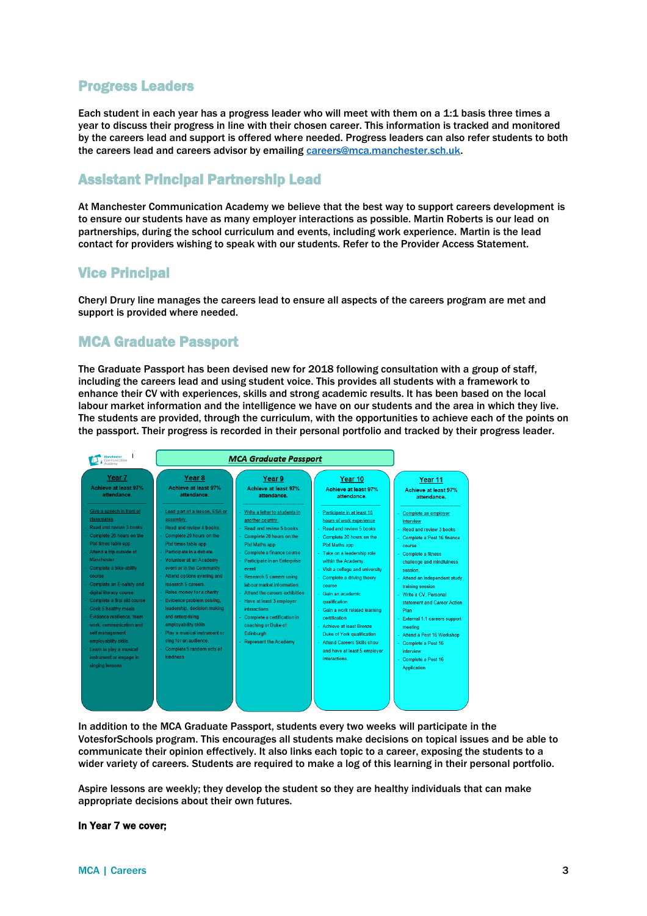## Progress Leaders

Each student in each year has a progress leader who will meet with them on a 1:1 basis three times a year to discuss their progress in line with their chosen career. This information is tracked and monitored by the careers lead and support is offered where needed. Progress leaders can also refer students to both the careers lead and careers advisor by emailing careers@mca.manchester.sch.uk.

## Assistant Principal Partnership Lead

At Manchester Communication Academy we believe that the best way to support careers development is to ensure our students have as many employer interactions as possible. Martin Roberts is our lead on partnerships, during the school curriculum and events, including work experience. Martin is the lead contact for providers wishing to speak with our students. Refer to the Provider Access Statement.

## Vice Principal

Cheryl Drury line manages the careers lead to ensure all aspects of the careers program are met and support is provided where needed.

## MCA Graduate Passport

The Graduate Passport has been devised new for 2018 following consultation with a group of staff, including the careers lead and using student voice. This provides all students with a framework to enhance their CV with experiences, skills and strong academic results. It has been based on the local labour market information and the intelligence we have on our students and the area in which they live. The students are provided, through the curriculum, with the opportunities to achieve each of the points on the passport. Their progress is recorded in their personal portfolio and tracked by their progress leader.

**MCA Graduate Passport**

| Year 7 | Year 8 | Year 9 | Year 10 | Year 11 |
|---|---|---|---|---|
| Achieve at least 97% attendance. | Achieve at least 97% attendance. | Achieve at least 97% attendance. | Achieve at least 97% attendance. | Achieve at least 97% attendance. |
| Give a speech in front of classmates<br>Read and review 3 books<br>Complete 20 hours on the Pixl times table app<br>Attend a trip outside of Manchester<br>Complete a bike-ability course<br>Complete an E-safety and digital literacy course<br>Complete a first aid course<br>Cook 5 healthy meals<br>Evidence resilience, team work, communication and self management employability skills<br>Learn to play a musical instrument or engage in singing lessons | Lead part of a lesson, ESA or assembly<br>Read and review 4 books<br>Complete 20 hours on the Pixl times table app<br>Participate in a debate<br>Volunteer at an Academy event or in the Community<br>Attend options evening and research 5 careers<br>Raise money for a charity<br>Evidence problem solving, leadership, decision making and enterprising employability skills<br>Play a musical instrument or sing for an audience<br>Complete 5 random acts of kindness | Write a letter to students in another country<br>Read and review 5 books<br>Complete 20 hours on the Pixl Maths app<br>Complete a finance course<br>Participate in an Enterprise event<br>Research 5 careers using labour market information<br>Attend the careers exhibition<br>Have at least 3 employer interactions<br>Complete a certification in coaching or Duke of Edinburgh<br>Represent the Academy | Participate in at least 10 hours of work experience<br>Read and review 5 books<br>Complete 20 hours on the Pixl Maths app<br>Take on a leadership role within the Academy<br>Visit a college and university<br>Complete a driving theory course<br>Gain an academic qualification<br>Gain a work related learning certification<br>Achieve at least Bronze Duke of York qualification<br>Attend Careers Skills show and have at least 5 employer interactions | Complete an employer interview<br>Read and review 3 books<br>Complete a Post 16 finance course<br>Complete a fitness challenge and mindfulness session<br>Attend an independent study training session<br>Write a CV, Personal statement and Career Action Plan<br>External 1:1 careers support meeting<br>Attend a Post 16 Workshop<br>Complete a Post 16 interview<br>Complete a Post 16 Application |

In addition to the MCA Graduate Passport, students every two weeks will participate in the VotesforSchools program. This encourages all students make decisions on topical issues and be able to communicate their opinion effectively. It also links each topic to a career, exposing the students to a wider variety of careers. Students are required to make a log of this learning in their personal portfolio.

Aspire lessons are weekly; they develop the student so they are healthy individuals that can make appropriate decisions about their own futures.

**In Year 7 we cover;**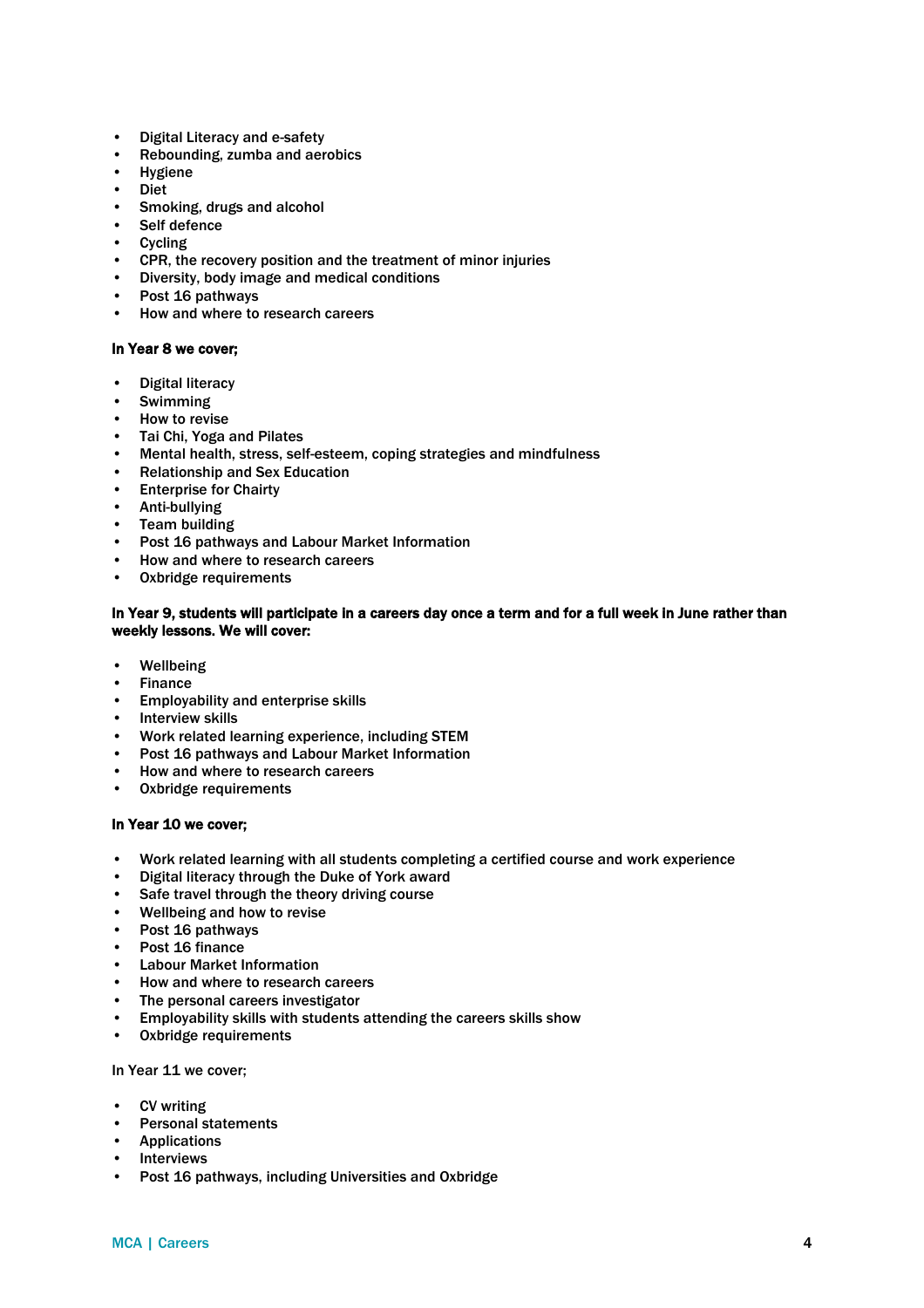- Digital Literacy and e-safety
- Rebounding, zumba and aerobics
- Hygiene
- Diet
- Smoking, drugs and alcohol
- Self defence
- Cycling
- CPR, the recovery position and the treatment of minor injuries
- Diversity, body image and medical conditions
- Post 16 pathways
- How and where to research careers

**In Year 8 we cover;**

- Digital literacy
- Swimming
- How to revise
- Tai Chi, Yoga and Pilates
- Mental health, stress, self-esteem, coping strategies and mindfulness
- Relationship and Sex Education
- Enterprise for Chairty
- Anti-bullying
- Team building
- Post 16 pathways and Labour Market Information
- How and where to research careers
- Oxbridge requirements

**In Year 9, students will participate in a careers day once a term and for a full week in June rather than weekly lessons. We will cover:**

- Wellbeing
- Finance
- Employability and enterprise skills
- Interview skills
- Work related learning experience, including STEM
- Post 16 pathways and Labour Market Information
- How and where to research careers
- Oxbridge requirements

**In Year 10 we cover;**

- Work related learning with all students completing a certified course and work experience
- Digital literacy through the Duke of York award
- Safe travel through the theory driving course
- Wellbeing and how to revise
- Post 16 pathways
- Post 16 finance
- Labour Market Information
- How and where to research careers
- The personal careers investigator
- Employability skills with students attending the careers skills show
- Oxbridge requirements

In Year 11 we cover;

- CV writing
- Personal statements
- Applications
- Interviews
- Post 16 pathways, including Universities and Oxbridge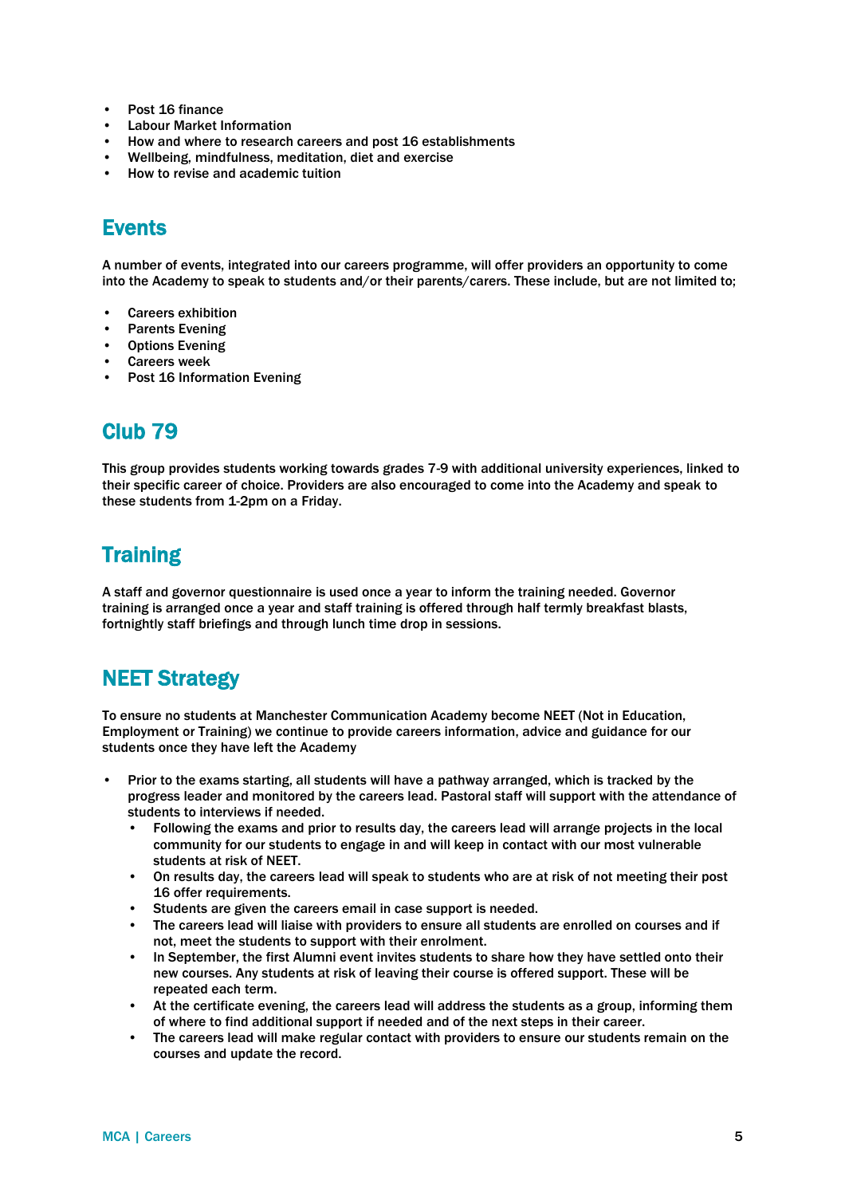- Post 16 finance
- Labour Market Information
- How and where to research careers and post 16 establishments
- Wellbeing, mindfulness, meditation, diet and exercise
- How to revise and academic tuition

## Events

A number of events, integrated into our careers programme, will offer providers an opportunity to come into the Academy to speak to students and/or their parents/carers. These include, but are not limited to;

- Careers exhibition
- Parents Evening
- Options Evening
- Careers week
- Post 16 Information Evening

## Club 79

This group provides students working towards grades 7-9 with additional university experiences, linked to their specific career of choice. Providers are also encouraged to come into the Academy and speak to these students from 1-2pm on a Friday.

## Training

A staff and governor questionnaire is used once a year to inform the training needed. Governor training is arranged once a year and staff training is offered through half termly breakfast blasts, fortnightly staff briefings and through lunch time drop in sessions.

## NEET Strategy

To ensure no students at Manchester Communication Academy become NEET (Not in Education, Employment or Training) we continue to provide careers information, advice and guidance for our students once they have left the Academy

- Prior to the exams starting, all students will have a pathway arranged, which is tracked by the progress leader and monitored by the careers lead. Pastoral staff will support with the attendance of students to interviews if needed.
  - Following the exams and prior to results day, the careers lead will arrange projects in the local community for our students to engage in and will keep in contact with our most vulnerable students at risk of NEET.
  - On results day, the careers lead will speak to students who are at risk of not meeting their post 16 offer requirements.
  - Students are given the careers email in case support is needed.
  - The careers lead will liaise with providers to ensure all students are enrolled on courses and if not, meet the students to support with their enrolment.
  - In September, the first Alumni event invites students to share how they have settled onto their new courses. Any students at risk of leaving their course is offered support. These will be repeated each term.
  - At the certificate evening, the careers lead will address the students as a group, informing them of where to find additional support if needed and of the next steps in their career.
  - The careers lead will make regular contact with providers to ensure our students remain on the courses and update the record.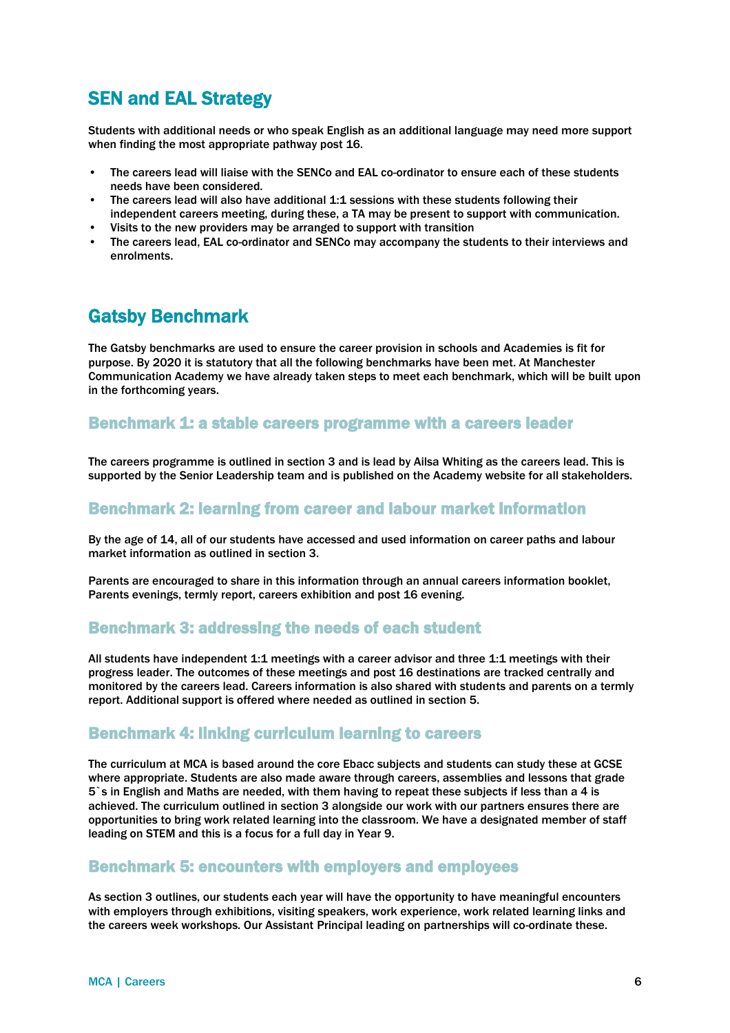## SEN and EAL Strategy

Students with additional needs or who speak English as an additional language may need more support when finding the most appropriate pathway post 16.

- The careers lead will liaise with the SENCo and EAL co-ordinator to ensure each of these students needs have been considered.
- The careers lead will also have additional 1:1 sessions with these students following their independent careers meeting, during these, a TA may be present to support with communication.
- Visits to the new providers may be arranged to support with transition
- The careers lead, EAL co-ordinator and SENCo may accompany the students to their interviews and enrolments.

## Gatsby Benchmark

The Gatsby benchmarks are used to ensure the career provision in schools and Academies is fit for purpose. By 2020 it is statutory that all the following benchmarks have been met. At Manchester Communication Academy we have already taken steps to meet each benchmark, which will be built upon in the forthcoming years.

### Benchmark 1: a stable careers programme with a careers leader

The careers programme is outlined in section 3 and is lead by Ailsa Whiting as the careers lead. This is supported by the Senior Leadership team and is published on the Academy website for all stakeholders.

### Benchmark 2: learning from career and labour market information

By the age of 14, all of our students have accessed and used information on career paths and labour market information as outlined in section 3.

Parents are encouraged to share in this information through an annual careers information booklet, Parents evenings, termly report, careers exhibition and post 16 evening.

### Benchmark 3: addressing the needs of each student

All students have independent 1:1 meetings with a career advisor and three 1:1 meetings with their progress leader. The outcomes of these meetings and post 16 destinations are tracked centrally and monitored by the careers lead. Careers information is also shared with students and parents on a termly report. Additional support is offered where needed as outlined in section 5.

### Benchmark 4: linking curriculum learning to careers

The curriculum at MCA is based around the core Ebacc subjects and students can study these at GCSE where appropriate. Students are also made aware through careers, assemblies and lessons that grade 5`s in English and Maths are needed, with them having to repeat these subjects if less than a 4 is achieved. The curriculum outlined in section 3 alongside our work with our partners ensures there are opportunities to bring work related learning into the classroom. We have a designated member of staff leading on STEM and this is a focus for a full day in Year 9.

### Benchmark 5: encounters with employers and employees

As section 3 outlines, our students each year will have the opportunity to have meaningful encounters with employers through exhibitions, visiting speakers, work experience, work related learning links and the careers week workshops. Our Assistant Principal leading on partnerships will co-ordinate these.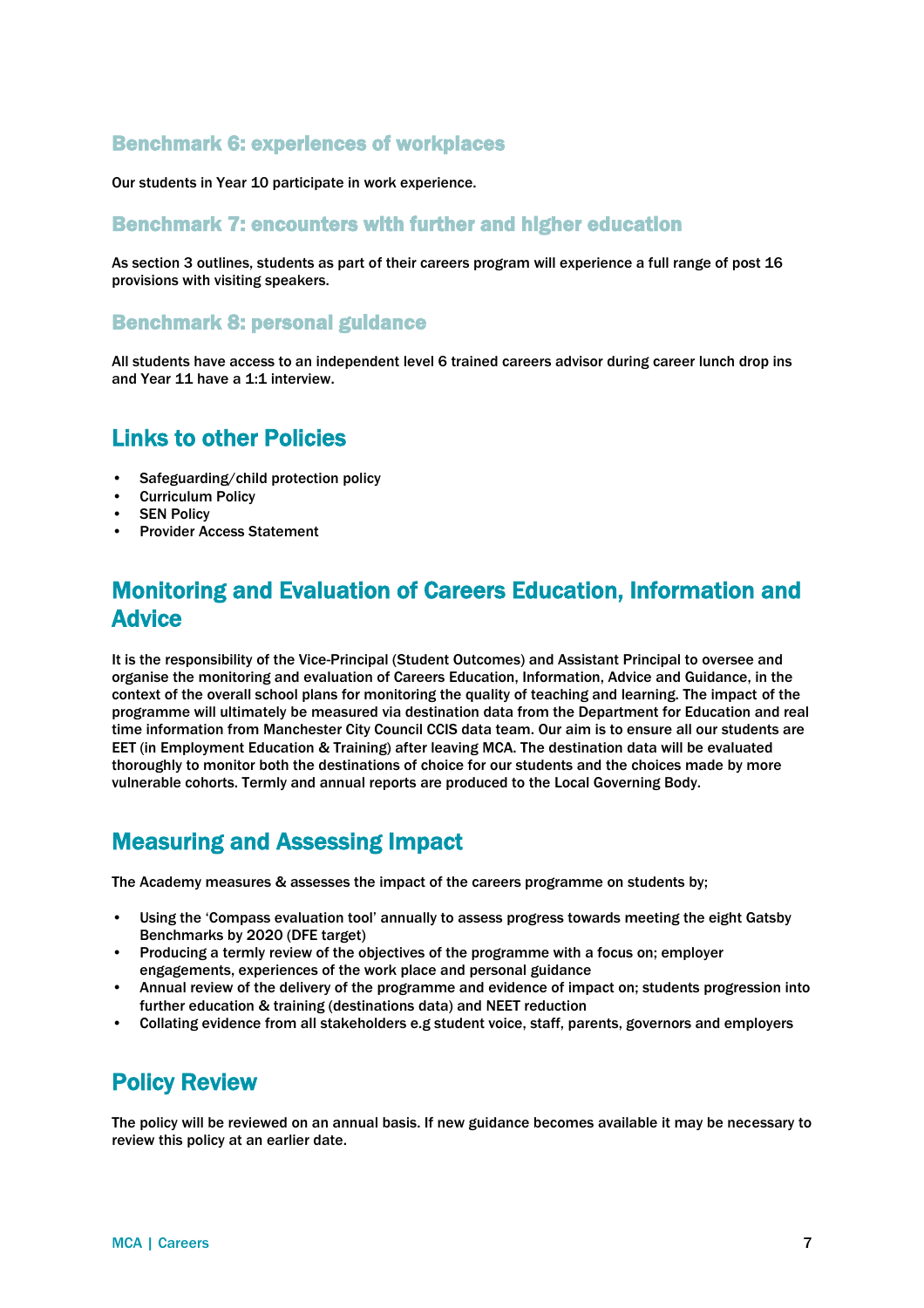### Benchmark 6: experiences of workplaces

Our students in Year 10 participate in work experience.

### Benchmark 7: encounters with further and higher education

As section 3 outlines, students as part of their careers program will experience a full range of post 16 provisions with visiting speakers.

### Benchmark 8: personal guidance

All students have access to an independent level 6 trained careers advisor during career lunch drop ins and Year 11 have a 1:1 interview.

## Links to other Policies

- Safeguarding/child protection policy
- Curriculum Policy
- SEN Policy
- Provider Access Statement

## Monitoring and Evaluation of Careers Education, Information and Advice

It is the responsibility of the Vice-Principal (Student Outcomes) and Assistant Principal to oversee and organise the monitoring and evaluation of Careers Education, Information, Advice and Guidance, in the context of the overall school plans for monitoring the quality of teaching and learning. The impact of the programme will ultimately be measured via destination data from the Department for Education and real time information from Manchester City Council CCIS data team. Our aim is to ensure all our students are EET (in Employment Education & Training) after leaving MCA. The destination data will be evaluated thoroughly to monitor both the destinations of choice for our students and the choices made by more vulnerable cohorts. Termly and annual reports are produced to the Local Governing Body.

## Measuring and Assessing Impact

The Academy measures & assesses the impact of the careers programme on students by;

- Using the 'Compass evaluation tool' annually to assess progress towards meeting the eight Gatsby Benchmarks by 2020 (DFE target)
- Producing a termly review of the objectives of the programme with a focus on; employer engagements, experiences of the work place and personal guidance
- Annual review of the delivery of the programme and evidence of impact on; students progression into further education & training (destinations data) and NEET reduction
- Collating evidence from all stakeholders e.g student voice, staff, parents, governors and employers

## Policy Review

The policy will be reviewed on an annual basis. If new guidance becomes available it may be necessary to review this policy at an earlier date.